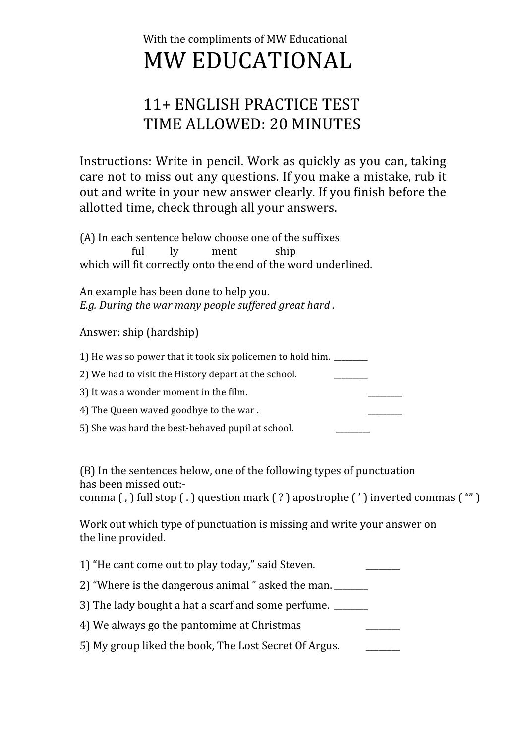With the compliments of MW Educational

# MW EDUCATIONAL

## 11+ ENGLISH PRACTICE TEST
## TIME ALLOWED: 20 MINUTES

Instructions: Write in pencil. Work as quickly as you can, taking care not to miss out any questions. If you make a mistake, rub it out and write in your new answer clearly. If you finish before the allotted time, check through all your answers.

(A) In each sentence below choose one of the suffixes

ful ly ment ship

which will fit correctly onto the end of the word underlined.

An example has been done to help you.
*E.g. During the war many people suffered great hard .*

Answer: ship (hardship)

1) He was so power that it took six policemen to hold him. ________

2) We had to visit the History depart at the school. ________

3) It was a wonder moment in the film. ________

4) The Queen waved goodbye to the war . ________

5) She was hard the best-behaved pupil at school. ________

(B) In the sentences below, one of the following types of punctuation has been missed out:-
comma ( , ) full stop ( . ) question mark ( ? ) apostrophe ( ' ) inverted commas ( "" )

Work out which type of punctuation is missing and write your answer on the line provided.

1) "He cant come out to play today," said Steven. ________

2) "Where is the dangerous animal " asked the man. ________

3) The lady bought a hat a scarf and some perfume. ________

4) We always go the pantomime at Christmas ________

5) My group liked the book, The Lost Secret Of Argus. ________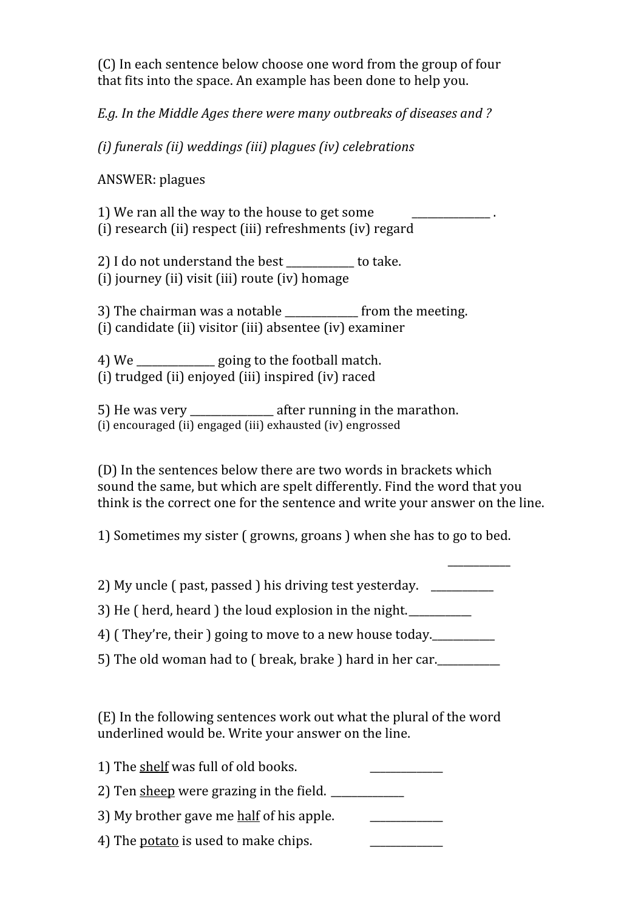(C) In each sentence below choose one word from the group of four that fits into the space. An example has been done to help you.

*E.g. In the Middle Ages there were many outbreaks of diseases and ?*

*(i) funerals (ii) weddings (iii) plagues (iv) celebrations*

ANSWER: plagues

1) We ran all the way to the house to get some _______________ .
(i) research (ii) respect (iii) refreshments (iv) regard

2) I do not understand the best _____________ to take.
(i) journey (ii) visit (iii) route (iv) homage

3) The chairman was a notable ______________ from the meeting.
(i) candidate (ii) visitor (iii) absentee (iv) examiner

4) We _______________ going to the football match.
(i) trudged (ii) enjoyed (iii) inspired (iv) raced

5) He was very ________________ after running in the marathon.
(i) encouraged (ii) engaged (iii) exhausted (iv) engrossed

(D) In the sentences below there are two words in brackets which sound the same, but which are spelt differently. Find the word that you think is the correct one for the sentence and write your answer on the line.

1) Sometimes my sister ( growns, groans ) when she has to go to bed. ____________

2) My uncle ( past, passed ) his driving test yesterday. ____________

3) He ( herd, heard ) the loud explosion in the night.____________

4) ( They're, their ) going to move to a new house today.____________

5) The old woman had to ( break, brake ) hard in her car.____________

(E) In the following sentences work out what the plural of the word underlined would be. Write your answer on the line.

1) The <u>shelf</u> was full of old books. ______________

2) Ten <u>sheep</u> were grazing in the field. ______________

3) My brother gave me <u>half</u> of his apple. ______________

4) The <u>potato</u> is used to make chips. ______________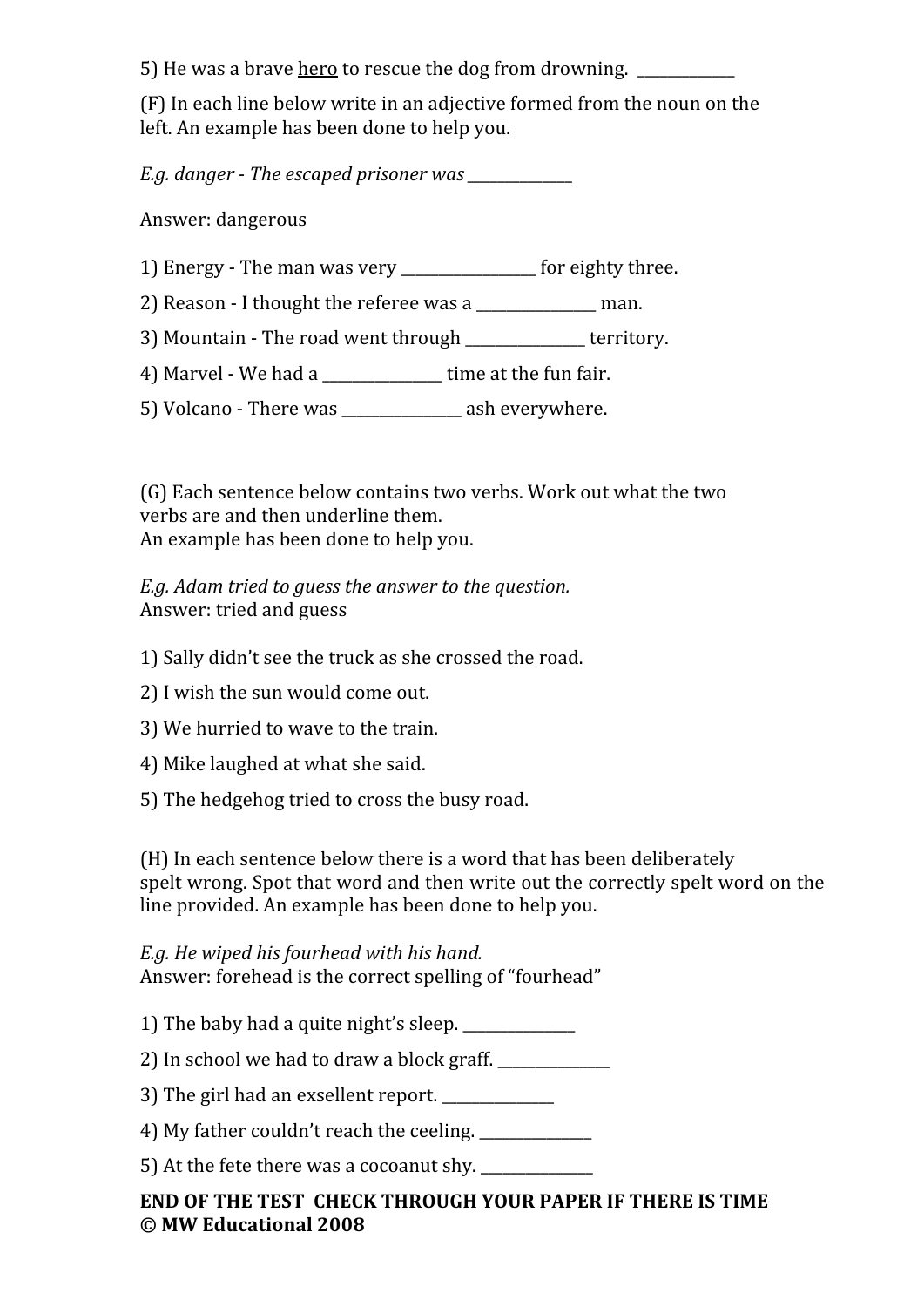5) He was a brave <u>hero</u> to rescue the dog from drowning. ____________

(F) In each line below write in an adjective formed from the noun on the left. An example has been done to help you.

*E.g. danger - The escaped prisoner was ____________*

Answer: dangerous

1) Energy - The man was very ________________ for eighty three.

2) Reason - I thought the referee was a ______________ man.

3) Mountain - The road went through ______________ territory.

4) Marvel - We had a ______________ time at the fun fair.

5) Volcano - There was ______________ ash everywhere.

(G) Each sentence below contains two verbs. Work out what the two verbs are and then underline them.
An example has been done to help you.

*E.g. Adam tried to guess the answer to the question.*
Answer: tried and guess

1) Sally didn't see the truck as she crossed the road.

2) I wish the sun would come out.

3) We hurried to wave to the train.

4) Mike laughed at what she said.

5) The hedgehog tried to cross the busy road.

(H) In each sentence below there is a word that has been deliberately spelt wrong. Spot that word and then write out the correctly spelt word on the line provided. An example has been done to help you.

*E.g. He wiped his fourhead with his hand.*
Answer: forehead is the correct spelling of "fourhead"

1) The baby had a quite night's sleep. _____________

2) In school we had to draw a block graff. _____________

3) The girl had an exsellent report. _____________

4) My father couldn't reach the ceeling. _____________

5) At the fete there was a cocoanut shy. _____________

**END OF THE TEST CHECK THROUGH YOUR PAPER IF THERE IS TIME**
**© MW Educational 2008**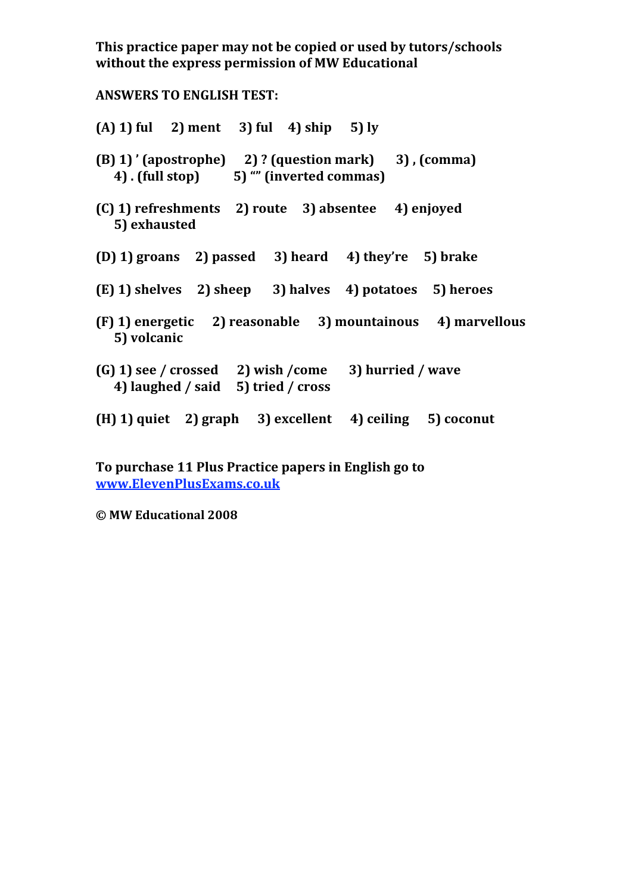**This practice paper may not be copied or used by tutors/schools without the express permission of MW Educational**

**ANSWERS TO ENGLISH TEST:**

**(A) 1) ful 2) ment 3) ful 4) ship 5) ly**

**(B) 1) ’ (apostrophe) 2) ? (question mark) 3) , (comma) 4) . (full stop) 5) “” (inverted commas)**

**(C) 1) refreshments 2) route 3) absentee 4) enjoyed 5) exhausted**

**(D) 1) groans 2) passed 3) heard 4) they’re 5) brake**

**(E) 1) shelves 2) sheep 3) halves 4) potatoes 5) heroes**

**(F) 1) energetic 2) reasonable 3) mountainous 4) marvellous 5) volcanic**

**(G) 1) see / crossed 2) wish /come 3) hurried / wave 4) laughed / said 5) tried / cross**

**(H) 1) quiet 2) graph 3) excellent 4) ceiling 5) coconut**

**To purchase 11 Plus Practice papers in English go to [www.ElevenPlusExams.co.uk](http://www.ElevenPlusExams.co.uk)**

**© MW Educational 2008**